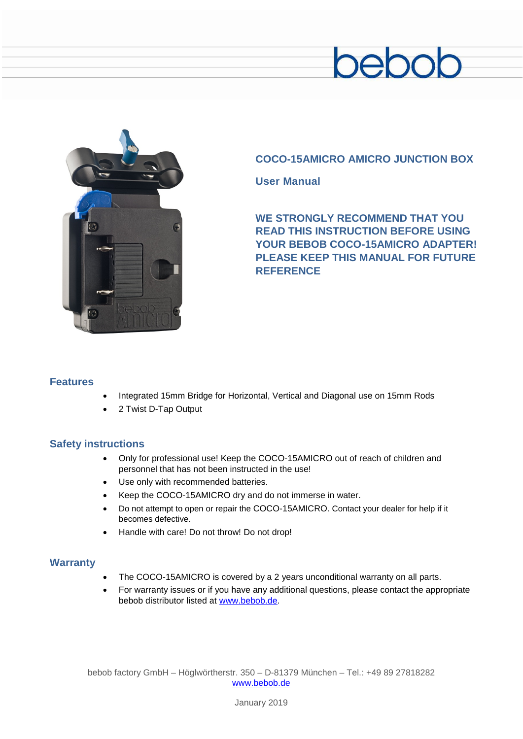bebob

# COCO-15AMICRO AMICRO JUNCTION BOX

## User Manual

**WE STRONGLY RECOMMEND THAT YOU READ THIS INSTRUCTION BEFORE USING YOUR BEBOB COCO-15AMICRO ADAPTER! PLEASE KEEP THIS MANUAL FOR FUTURE REFERENCE**

## Features

- Integrated 15mm Bridge for Horizontal, Vertical and Diagonal use on 15mm Rods
- 2 Twist D-Tap Output

## Safety instructions

- Only for professional use! Keep the COCO-15AMICRO out of reach of children and personnel that has not been instructed in the use!
- Use only with recommended batteries.
- Keep the COCO-15AMICRO dry and do not immerse in water.
- Do not attempt to open or repair the COCO-15AMICRO. Contact your dealer for help if it becomes defective.
- Handle with care! Do not throw! Do not drop!

## Warranty

- The COCO-15AMICRO is covered by a 2 years unconditional warranty on all parts.
- For warranty issues or if you have any additional questions, please contact the appropriate bebob distributor listed at www.bebob.de.

bebob factory GmbH – Höglwörtherstr. 350 – D-81379 München – Tel.: +49 89 27818282
www.bebob.de

January 2019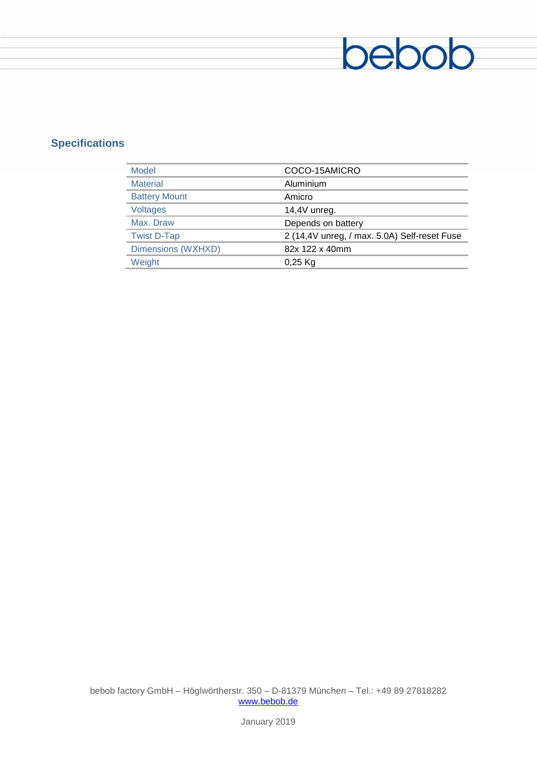## Specifications

| | |
|---|---|
| Model | COCO-15AMICRO |
| Material | Aluminium |
| Battery Mount | Amicro |
| Voltages | 14,4V unreg. |
| Max. Draw | Depends on battery |
| Twist D-Tap | 2 (14,4V unreg, / max. 5.0A) Self-reset Fuse |
| Dimensions (WXHXD) | 82x 122 x 40mm |
| Weight | 0,25 Kg |

bebob factory GmbH – Höglwörtherstr. 350 – D-81379 München – Tel.: +49 89 27818282
www.bebob.de

January 2019